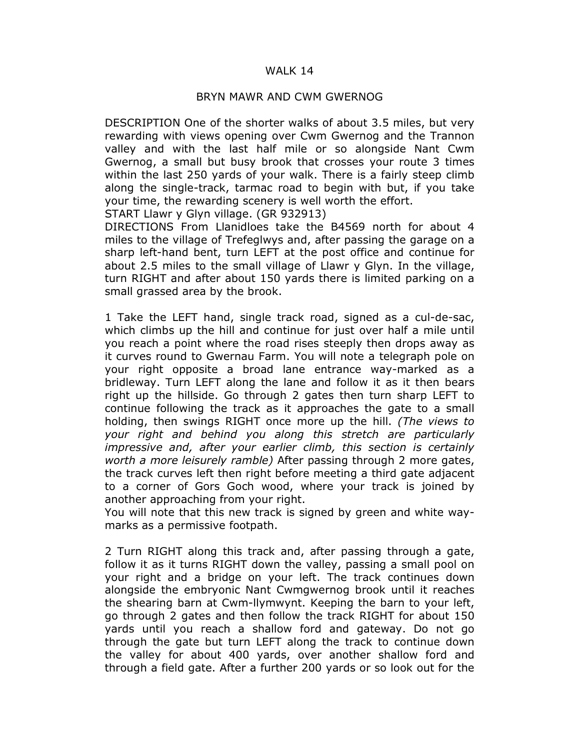# WALK 14

## BRYN MAWR AND CWM GWERNOG

DESCRIPTION One of the shorter walks of about 3.5 miles, but very rewarding with views opening over Cwm Gwernog and the Trannon valley and with the last half mile or so alongside Nant Cwm Gwernog, a small but busy brook that crosses your route 3 times within the last 250 yards of your walk. There is a fairly steep climb along the single-track, tarmac road to begin with but, if you take your time, the rewarding scenery is well worth the effort.

START Llawr y Glyn village. (GR 932913)

DIRECTIONS From Llanidloes take the B4569 north for about 4 miles to the village of Trefeglwys and, after passing the garage on a sharp left-hand bent, turn LEFT at the post office and continue for about 2.5 miles to the small village of Llawr y Glyn. In the village, turn RIGHT and after about 150 yards there is limited parking on a small grassed area by the brook.

1 Take the LEFT hand, single track road, signed as a cul-de-sac, which climbs up the hill and continue for just over half a mile until you reach a point where the road rises steeply then drops away as it curves round to Gwernau Farm. You will note a telegraph pole on your right opposite a broad lane entrance way-marked as a bridleway. Turn LEFT along the lane and follow it as it then bears right up the hillside. Go through 2 gates then turn sharp LEFT to continue following the track as it approaches the gate to a small holding, then swings RIGHT once more up the hill. *(The views to your right and behind you along this stretch are particularly impressive and, after your earlier climb, this section is certainly worth a more leisurely ramble)* After passing through 2 more gates, the track curves left then right before meeting a third gate adjacent to a corner of Gors Goch wood, where your track is joined by another approaching from your right.

You will note that this new track is signed by green and white way-marks as a permissive footpath.

2 Turn RIGHT along this track and, after passing through a gate, follow it as it turns RIGHT down the valley, passing a small pool on your right and a bridge on your left. The track continues down alongside the embryonic Nant Cwmgwernog brook until it reaches the shearing barn at Cwm-llymwynt. Keeping the barn to your left, go through 2 gates and then follow the track RIGHT for about 150 yards until you reach a shallow ford and gateway. Do not go through the gate but turn LEFT along the track to continue down the valley for about 400 yards, over another shallow ford and through a field gate. After a further 200 yards or so look out for the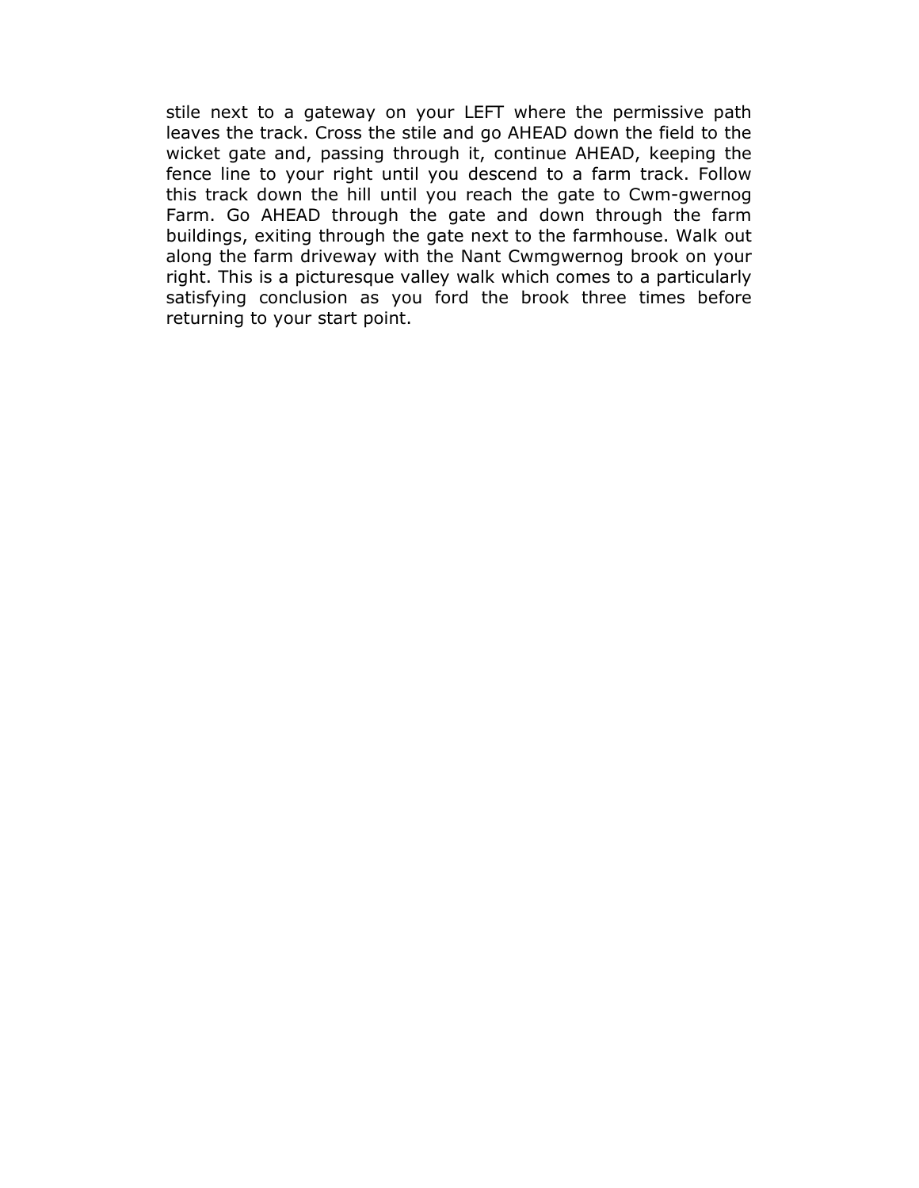stile next to a gateway on your LEFT where the permissive path leaves the track. Cross the stile and go AHEAD down the field to the wicket gate and, passing through it, continue AHEAD, keeping the fence line to your right until you descend to a farm track. Follow this track down the hill until you reach the gate to Cwm-gwernog Farm. Go AHEAD through the gate and down through the farm buildings, exiting through the gate next to the farmhouse. Walk out along the farm driveway with the Nant Cwmgwernog brook on your right. This is a picturesque valley walk which comes to a particularly satisfying conclusion as you ford the brook three times before returning to your start point.